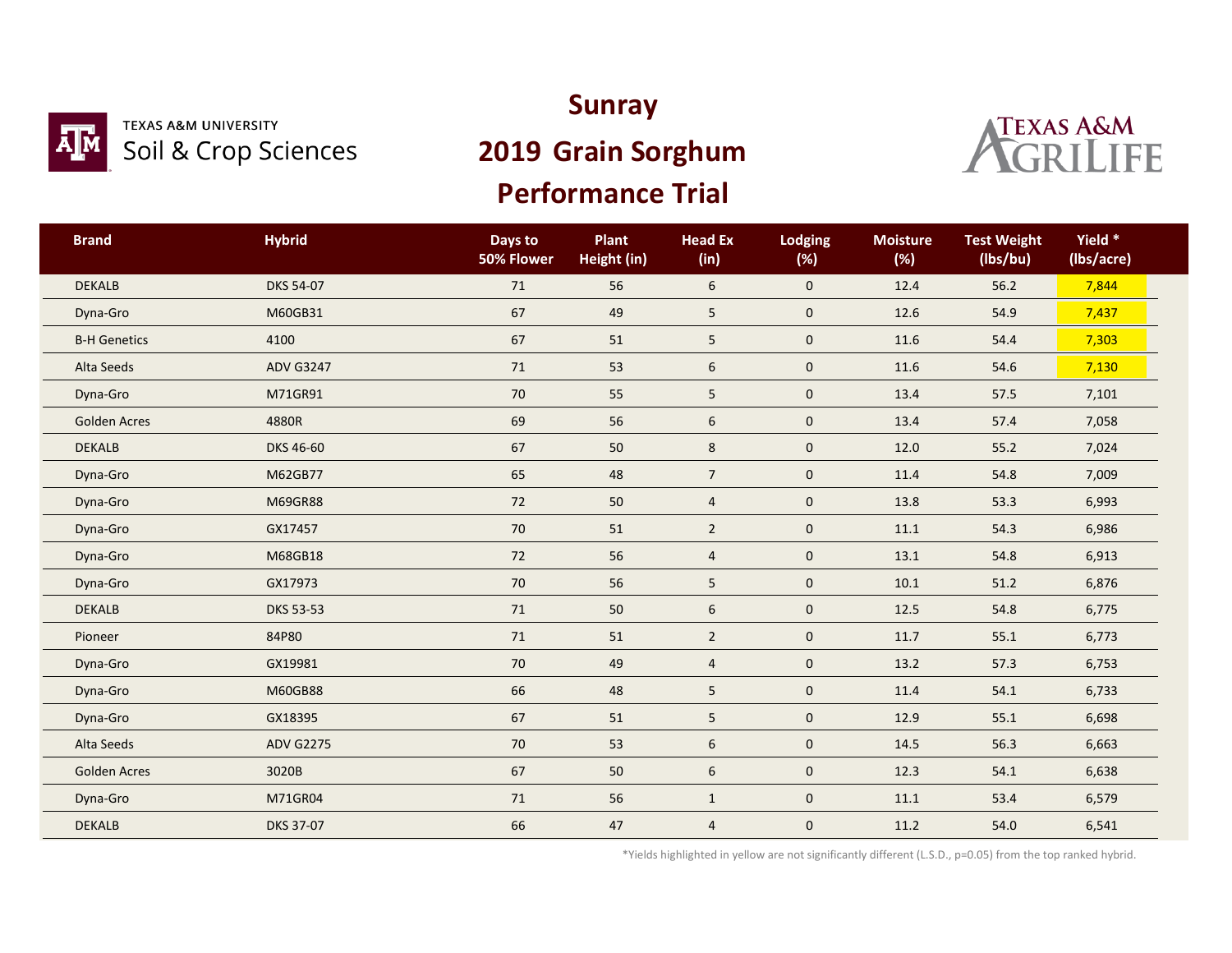TEXAS A&M UNIVERSITY
Soil & Crop Sciences

# Sunray

# 2019 Grain Sorghum Performance Trial

TEXAS A&M AGRILIFE

| Brand | Hybrid | Days to 50% Flower | Plant Height (in) | Head Ex (in) | Lodging (%) | Moisture (%) | Test Weight (lbs/bu) | Yield * (lbs/acre) |
|---|---|---|---|---|---|---|---|---|
| DEKALB | DKS 54-07 | 71 | 56 | 6 | 0 | 12.4 | 56.2 | 7,844 |
| Dyna-Gro | M60GB31 | 67 | 49 | 5 | 0 | 12.6 | 54.9 | 7,437 |
| B-H Genetics | 4100 | 67 | 51 | 5 | 0 | 11.6 | 54.4 | 7,303 |
| Alta Seeds | ADV G3247 | 71 | 53 | 6 | 0 | 11.6 | 54.6 | 7,130 |
| Dyna-Gro | M71GR91 | 70 | 55 | 5 | 0 | 13.4 | 57.5 | 7,101 |
| Golden Acres | 4880R | 69 | 56 | 6 | 0 | 13.4 | 57.4 | 7,058 |
| DEKALB | DKS 46-60 | 67 | 50 | 8 | 0 | 12.0 | 55.2 | 7,024 |
| Dyna-Gro | M62GB77 | 65 | 48 | 7 | 0 | 11.4 | 54.8 | 7,009 |
| Dyna-Gro | M69GR88 | 72 | 50 | 4 | 0 | 13.8 | 53.3 | 6,993 |
| Dyna-Gro | GX17457 | 70 | 51 | 2 | 0 | 11.1 | 54.3 | 6,986 |
| Dyna-Gro | M68GB18 | 72 | 56 | 4 | 0 | 13.1 | 54.8 | 6,913 |
| Dyna-Gro | GX17973 | 70 | 56 | 5 | 0 | 10.1 | 51.2 | 6,876 |
| DEKALB | DKS 53-53 | 71 | 50 | 6 | 0 | 12.5 | 54.8 | 6,775 |
| Pioneer | 84P80 | 71 | 51 | 2 | 0 | 11.7 | 55.1 | 6,773 |
| Dyna-Gro | GX19981 | 70 | 49 | 4 | 0 | 13.2 | 57.3 | 6,753 |
| Dyna-Gro | M60GB88 | 66 | 48 | 5 | 0 | 11.4 | 54.1 | 6,733 |
| Dyna-Gro | GX18395 | 67 | 51 | 5 | 0 | 12.9 | 55.1 | 6,698 |
| Alta Seeds | ADV G2275 | 70 | 53 | 6 | 0 | 14.5 | 56.3 | 6,663 |
| Golden Acres | 3020B | 67 | 50 | 6 | 0 | 12.3 | 54.1 | 6,638 |
| Dyna-Gro | M71GR04 | 71 | 56 | 1 | 0 | 11.1 | 53.4 | 6,579 |
| DEKALB | DKS 37-07 | 66 | 47 | 4 | 0 | 11.2 | 54.0 | 6,541 |

*Yields highlighted in yellow are not significantly different (L.S.D., p=0.05) from the top ranked hybrid.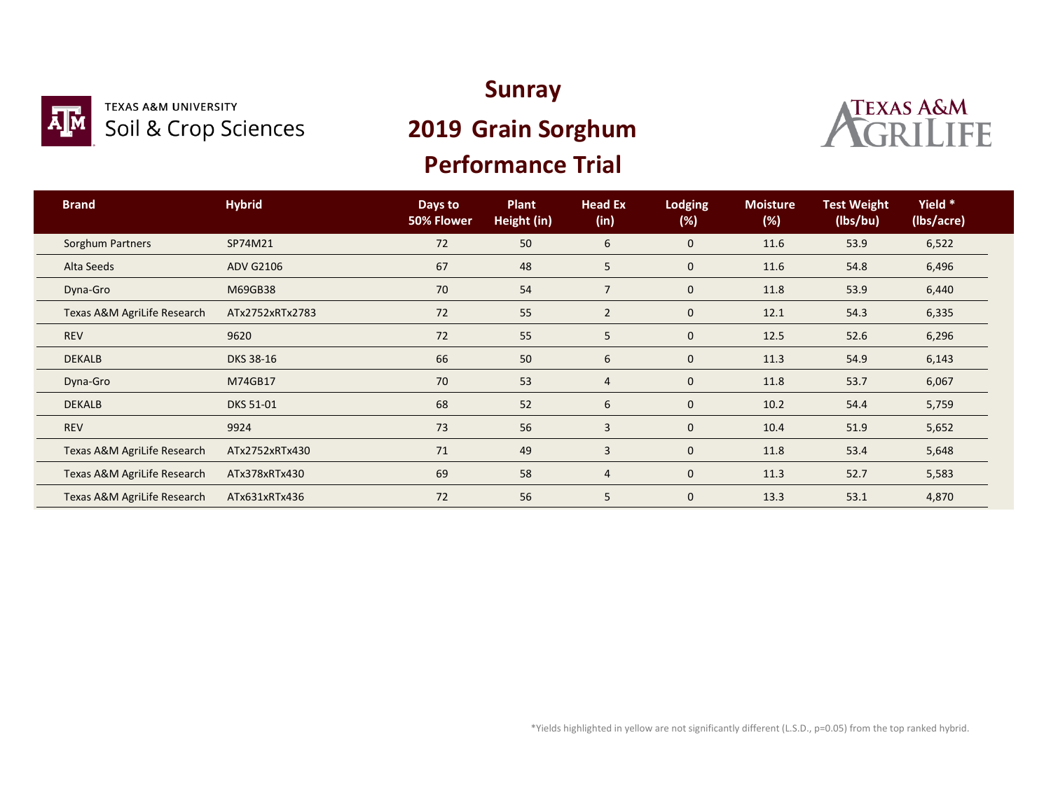TEXAS A&M UNIVERSITY
Soil & Crop Sciences

# Sunray

# 2019 Grain Sorghum Performance Trial

TEXAS A&M AGRILIFE

| Brand | Hybrid | Days to 50% Flower | Plant Height (in) | Head Ex (in) | Lodging (%) | Moisture (%) | Test Weight (lbs/bu) | Yield * (lbs/acre) |
|---|---|---|---|---|---|---|---|---|
| Sorghum Partners | SP74M21 | 72 | 50 | 6 | 0 | 11.6 | 53.9 | 6,522 |
| Alta Seeds | ADV G2106 | 67 | 48 | 5 | 0 | 11.6 | 54.8 | 6,496 |
| Dyna-Gro | M69GB38 | 70 | 54 | 7 | 0 | 11.8 | 53.9 | 6,440 |
| Texas A&M AgriLife Research | ATx2752xRTx2783 | 72 | 55 | 2 | 0 | 12.1 | 54.3 | 6,335 |
| REV | 9620 | 72 | 55 | 5 | 0 | 12.5 | 52.6 | 6,296 |
| DEKALB | DKS 38-16 | 66 | 50 | 6 | 0 | 11.3 | 54.9 | 6,143 |
| Dyna-Gro | M74GB17 | 70 | 53 | 4 | 0 | 11.8 | 53.7 | 6,067 |
| DEKALB | DKS 51-01 | 68 | 52 | 6 | 0 | 10.2 | 54.4 | 5,759 |
| REV | 9924 | 73 | 56 | 3 | 0 | 10.4 | 51.9 | 5,652 |
| Texas A&M AgriLife Research | ATx2752xRTx430 | 71 | 49 | 3 | 0 | 11.8 | 53.4 | 5,648 |
| Texas A&M AgriLife Research | ATx378xRTx430 | 69 | 58 | 4 | 0 | 11.3 | 52.7 | 5,583 |
| Texas A&M AgriLife Research | ATx631xRTx436 | 72 | 56 | 5 | 0 | 13.3 | 53.1 | 4,870 |

*Yields highlighted in yellow are not significantly different (L.S.D., p=0.05) from the top ranked hybrid.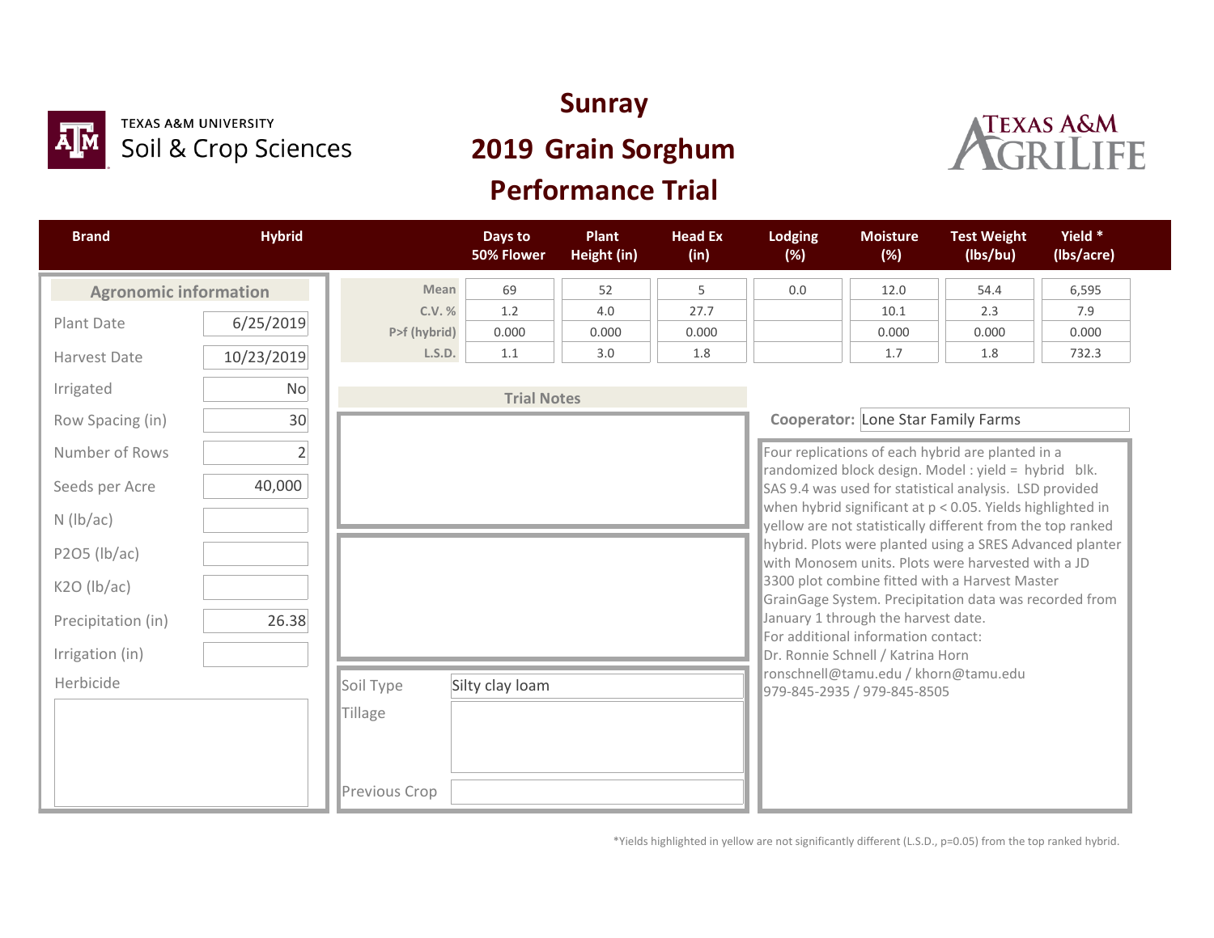TEXAS A&M UNIVERSITY
Soil & Crop Sciences

# Sunray
# 2019 Grain Sorghum Performance Trial

TEXAS A&M AGRILIFE

| Brand | Hybrid | | Days to 50% Flower | Plant Height (in) | Head Ex (in) | Lodging (%) | Moisture (%) | Test Weight (lbs/bu) | Yield * (lbs/acre) |
|---|---|---|---|---|---|---|---|---|---|
| | | Mean | 69 | 52 | 5 | 0.0 | 12.0 | 54.4 | 6,595 |
| | | C.V. % | 1.2 | 4.0 | 27.7 | | 10.1 | 2.3 | 7.9 |
| | | P>f (hybrid) | 0.000 | 0.000 | 0.000 | | 0.000 | 0.000 | 0.000 |
| | | L.S.D. | 1.1 | 3.0 | 1.8 | | 1.7 | 1.8 | 732.3 |

## Agronomic information

| | |
|---|---|
| Plant Date | 6/25/2019 |
| Harvest Date | 10/23/2019 |
| Irrigated | No |
| Row Spacing (in) | 30 |
| Number of Rows | 2 |
| Seeds per Acre | 40,000 |
| N (lb/ac) | |
| P2O5 (lb/ac) | |
| K2O (lb/ac) | |
| Precipitation (in) | 26.38 |
| Irrigation (in) | |
| Herbicide | |

## Trial Notes

| | |
|---|---|
| Soil Type | Silty clay loam |
| Tillage | |
| Previous Crop | |

**Cooperator:** Lone Star Family Farms

Four replications of each hybrid are planted in a randomized block design. Model : yield = hybrid blk. SAS 9.4 was used for statistical analysis. LSD provided when hybrid significant at $p < 0.05$. Yields highlighted in yellow are not statistically different from the top ranked hybrid. Plots were planted using a SRES Advanced planter with Monosem units. Plots were harvested with a JD 3300 plot combine fitted with a Harvest Master GrainGage System. Precipitation data was recorded from January 1 through the harvest date.
For additional information contact:
Dr. Ronnie Schnell / Katrina Horn
ronschnell@tamu.edu / khorn@tamu.edu
979-845-2935 / 979-845-8505

*Yields highlighted in yellow are not significantly different (L.S.D., p=0.05) from the top ranked hybrid.